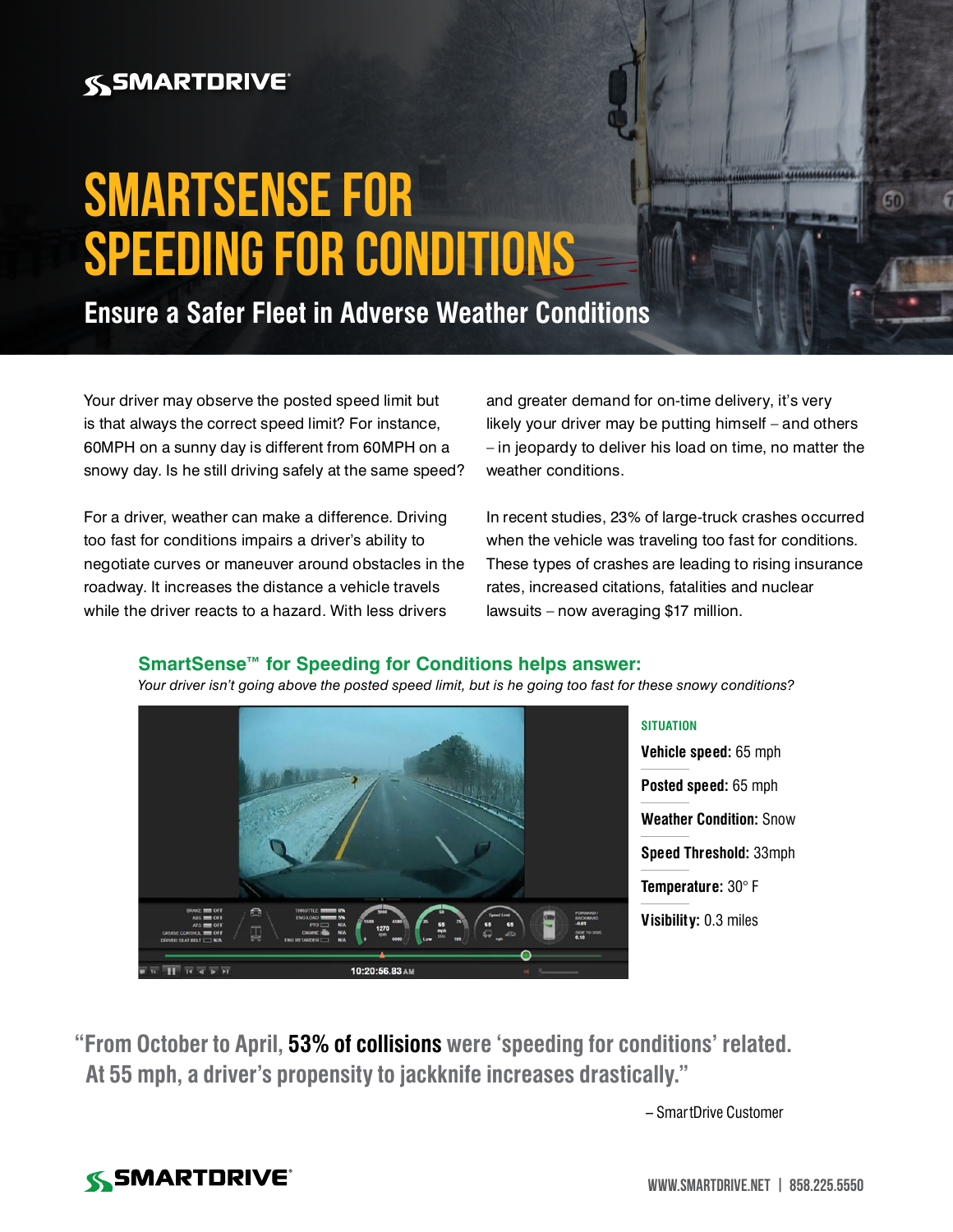# SMARTSENSE FOR SPEEDING FOR CONDITIONS

## Ensure a Safer Fleet in Adverse Weather Conditions

Your driver may observe the posted speed limit but is that always the correct speed limit? For instance, 60MPH on a sunny day is different from 60MPH on a snowy day. Is he still driving safely at the same speed?

For a driver, weather can make a difference. Driving too fast for conditions impairs a driver's ability to negotiate curves or maneuver around obstacles in the roadway. It increases the distance a vehicle travels while the driver reacts to a hazard. With less drivers and greater demand for on-time delivery, it's very likely your driver may be putting himself – and others – in jeopardy to deliver his load on time, no matter the weather conditions.

In recent studies, 23% of large-truck crashes occurred when the vehicle was traveling too fast for conditions. These types of crashes are leading to rising insurance rates, increased citations, fatalities and nuclear lawsuits – now averaging $17 million.

### SmartSense™ for Speeding for Conditions helps answer:

*Your driver isn't going above the posted speed limit, but is he going too fast for these snowy conditions?*

**SITUATION**

**Vehicle speed:** 65 mph

**Posted speed:** 65 mph

**Weather Condition:** Snow

**Speed Threshold:** 33mph

**Temperature:** 30° F

**Visibility:** 0.3 miles

"From October to April, **53% of collisions** were 'speeding for conditions' related. At 55 mph, a driver's propensity to jackknife increases drastically."

– SmartDrive Customer

WWW.SMARTDRIVE.NET | 858.225.5550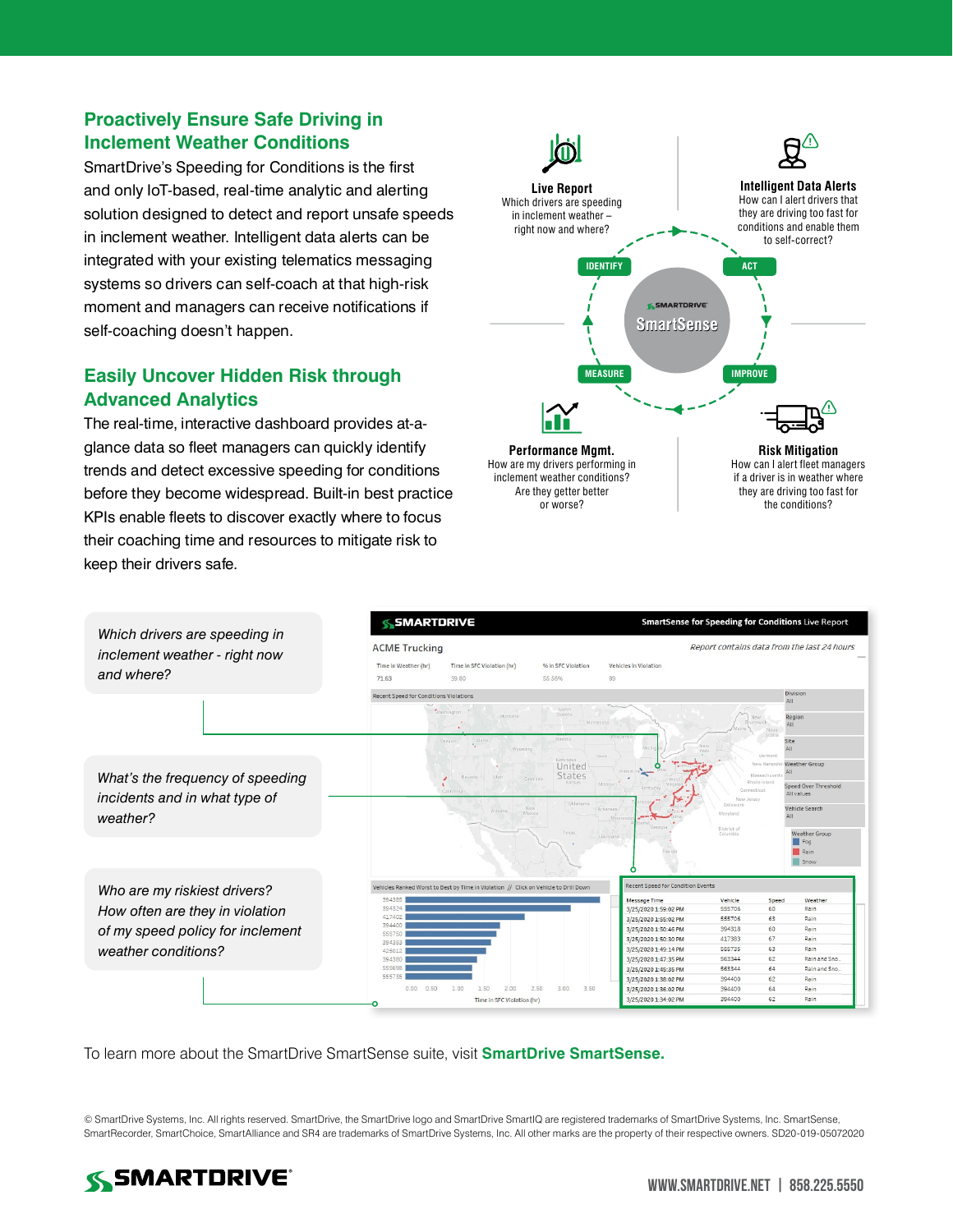## Proactively Ensure Safe Driving in Inclement Weather Conditions

SmartDrive's Speeding for Conditions is the first and only IoT-based, real-time analytic and alerting solution designed to detect and report unsafe speeds in inclement weather. Intelligent data alerts can be integrated with your existing telematics messaging systems so drivers can self-coach at that high-risk moment and managers can receive notifications if self-coaching doesn't happen.

## Easily Uncover Hidden Risk through Advanced Analytics

The real-time, interactive dashboard provides at-a-glance data so fleet managers can quickly identify trends and detect excessive speeding for conditions before they become widespread. Built-in best practice KPIs enable fleets to discover exactly where to focus their coaching time and resources to mitigate risk to keep their drivers safe.

**Live Report**
Which drivers are speeding in inclement weather – right now and where?

**Intelligent Data Alerts**
How can I alert drivers that they are driving too fast for conditions and enable them to self-correct?

IDENTIFY
ACT
SMARTDRIVE SmartSense
MEASURE
IMPROVE

**Performance Mgmt.**
How are my drivers performing in inclement weather conditions? Are they getter better or worse?

**Risk Mitigation**
How can I alert fleet managers if a driver is in weather where they are driving too fast for the conditions?

*Which drivers are speeding in inclement weather - right now and where?*

*What's the frequency of speeding incidents and in what type of weather?*

*Who are my riskiest drivers? How often are they in violation of my speed policy for inclement weather conditions?*

SMARTDRIVE
SmartSense for Speeding for Conditions Live Report
ACME Trucking
Report contains data from the last 24 hours

| Time in Weather (hr) | Time in SFC Violation (hr) | % in SFC Violation | Vehicles in Violation |
|---|---|---|---|
| 71.63 | 39.80 | 55.56% | 89 |

Recent Speed for Conditions Violations

Division: All
Region: All
Site: All
Weather Group: All
Speed Over Threshold: All values
Vehicle Search: All
Weather Group: Fog, Rain, Snow

Vehicles Ranked Worst to Best by Time in Violation // Click on Vehicle to Drill Down

394388
394324
417402
394400
555750
394352
425612
394380
555698
555735

0.00 0.50 1.00 1.50 2.00 2.50 3.00 3.50
Time in SFC Violation (hr)

Recent Speed for Condition Events

| Message Time | Vehicle | Speed | Weather |
|---|---|---|---|
| 3/25/2020 1:59:02 PM | 555706 | 60 | Rain |
| 3/25/2020 1:55:02 PM | 555706 | 63 | Rain |
| 3/25/2020 1:50:46 PM | 394318 | 60 | Rain |
| 3/25/2020 1:50:30 PM | 417383 | 67 | Rain |
| 3/25/2020 1:49:14 PM | 555735 | 63 | Rain |
| 3/25/2020 1:47:35 PM | 563344 | 62 | Rain and Sno.. |
| 3/25/2020 1:45:35 PM | 563344 | 64 | Rain and Sno.. |
| 3/25/2020 1:38:02 PM | 394400 | 62 | Rain |
| 3/25/2020 1:36:02 PM | 394400 | 64 | Rain |
| 3/25/2020 1:34:02 PM | 394400 | 62 | Rain |

To learn more about the SmartDrive SmartSense suite, visit **SmartDrive SmartSense.**

© SmartDrive Systems, Inc. All rights reserved. SmartDrive, the SmartDrive logo and SmartDrive SmartIQ are registered trademarks of SmartDrive Systems, Inc. SmartSense, SmartRecorder, SmartChoice, SmartAlliance and SR4 are trademarks of SmartDrive Systems, Inc. All other marks are the property of their respective owners. SD20-019-05072020

SMARTDRIVE®

WWW.SMARTDRIVE.NET | 858.225.5550